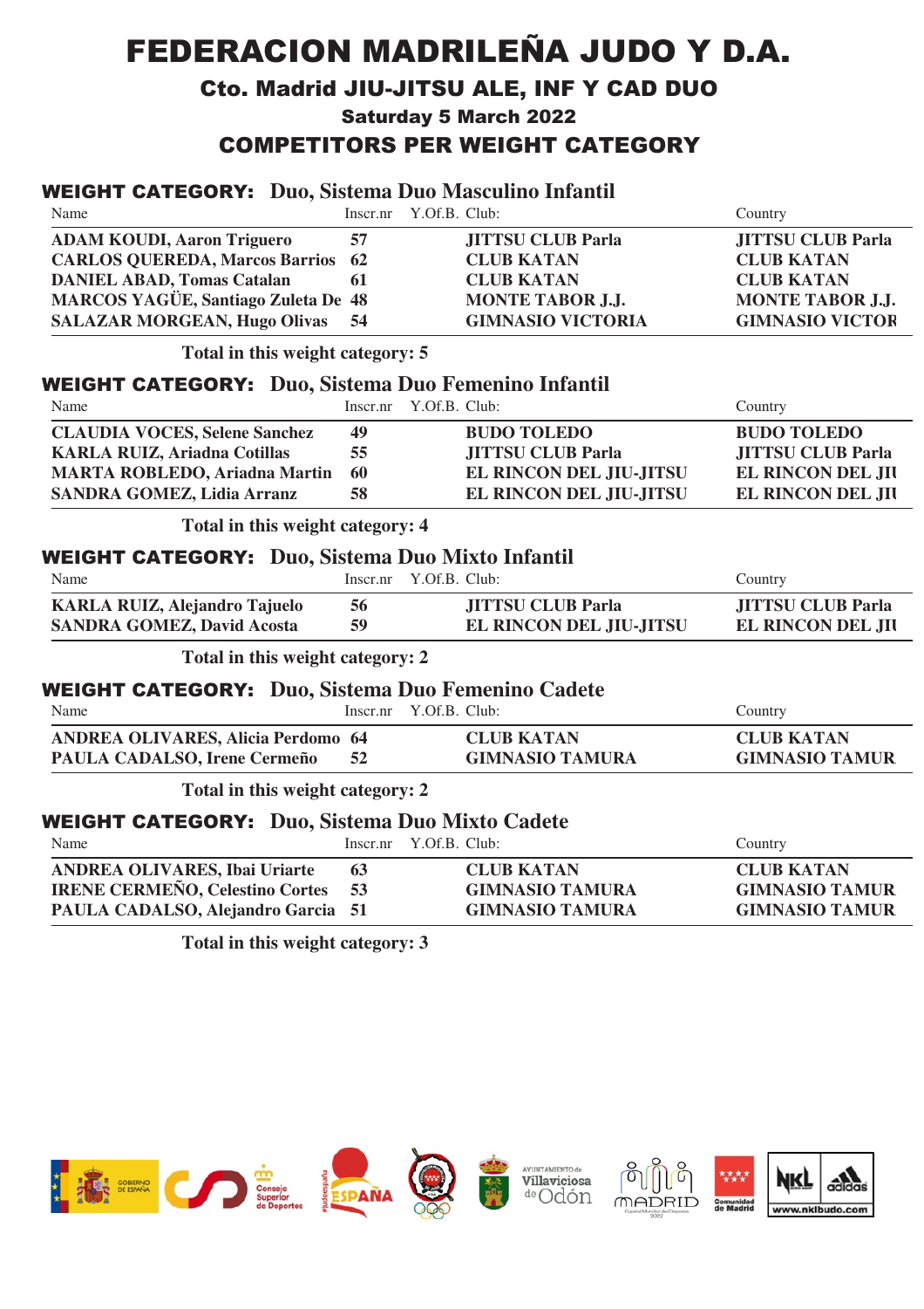# FEDERACION MADRILEÑA JUDO Y D.A.

## Cto. Madrid JIU-JITSU ALE, INF Y CAD DUO

### Saturday 5 March 2022

### COMPETITORS PER WEIGHT CATEGORY

**WEIGHT CATEGORY: Duo, Sistema Duo Masculino Infantil**

| Name | Inscr.nr | Y.Of.B. | Club: | Country |
|---|---|---|---|---|
| ADAM KOUDI, Aaron Triguero | 57 | | JITTSU CLUB Parla | JITTSU CLUB Parla |
| CARLOS QUEREDA, Marcos Barrios | 62 | | CLUB KATAN | CLUB KATAN |
| DANIEL ABAD, Tomas Catalan | 61 | | CLUB KATAN | CLUB KATAN |
| MARCOS YAGÜE, Santiago Zuleta De | 48 | | MONTE TABOR J.J. | MONTE TABOR J.J. |
| SALAZAR MORGEAN, Hugo Olivas | 54 | | GIMNASIO VICTORIA | GIMNASIO VICTOR |

**Total in this weight category: 5**

**WEIGHT CATEGORY: Duo, Sistema Duo Femenino Infantil**

| Name | Inscr.nr | Y.Of.B. | Club: | Country |
|---|---|---|---|---|
| CLAUDIA VOCES, Selene Sanchez | 49 | | BUDO TOLEDO | BUDO TOLEDO |
| KARLA RUIZ, Ariadna Cotillas | 55 | | JITTSU CLUB Parla | JITTSU CLUB Parla |
| MARTA ROBLEDO, Ariadna Martin | 60 | | EL RINCON DEL JIU-JITSU | EL RINCON DEL JIU |
| SANDRA GOMEZ, Lidia Arranz | 58 | | EL RINCON DEL JIU-JITSU | EL RINCON DEL JIU |

**Total in this weight category: 4**

**WEIGHT CATEGORY: Duo, Sistema Duo Mixto Infantil**

| Name | Inscr.nr | Y.Of.B. | Club: | Country |
|---|---|---|---|---|
| KARLA RUIZ, Alejandro Tajuelo | 56 | | JITTSU CLUB Parla | JITTSU CLUB Parla |
| SANDRA GOMEZ, David Acosta | 59 | | EL RINCON DEL JIU-JITSU | EL RINCON DEL JIU |

**Total in this weight category: 2**

**WEIGHT CATEGORY: Duo, Sistema Duo Femenino Cadete**

| Name | Inscr.nr | Y.Of.B. | Club: | Country |
|---|---|---|---|---|
| ANDREA OLIVARES, Alicia Perdomo | 64 | | CLUB KATAN | CLUB KATAN |
| PAULA CADALSO, Irene Cermeño | 52 | | GIMNASIO TAMURA | GIMNASIO TAMUR |

**Total in this weight category: 2**

**WEIGHT CATEGORY: Duo, Sistema Duo Mixto Cadete**

| Name | Inscr.nr | Y.Of.B. | Club: | Country |
|---|---|---|---|---|
| ANDREA OLIVARES, Ibai Uriarte | 63 | | CLUB KATAN | CLUB KATAN |
| IRENE CERMEÑO, Celestino Cortes | 53 | | GIMNASIO TAMURA | GIMNASIO TAMUR |
| PAULA CADALSO, Alejandro Garcia | 51 | | GIMNASIO TAMURA | GIMNASIO TAMUR |

**Total in this weight category: 3**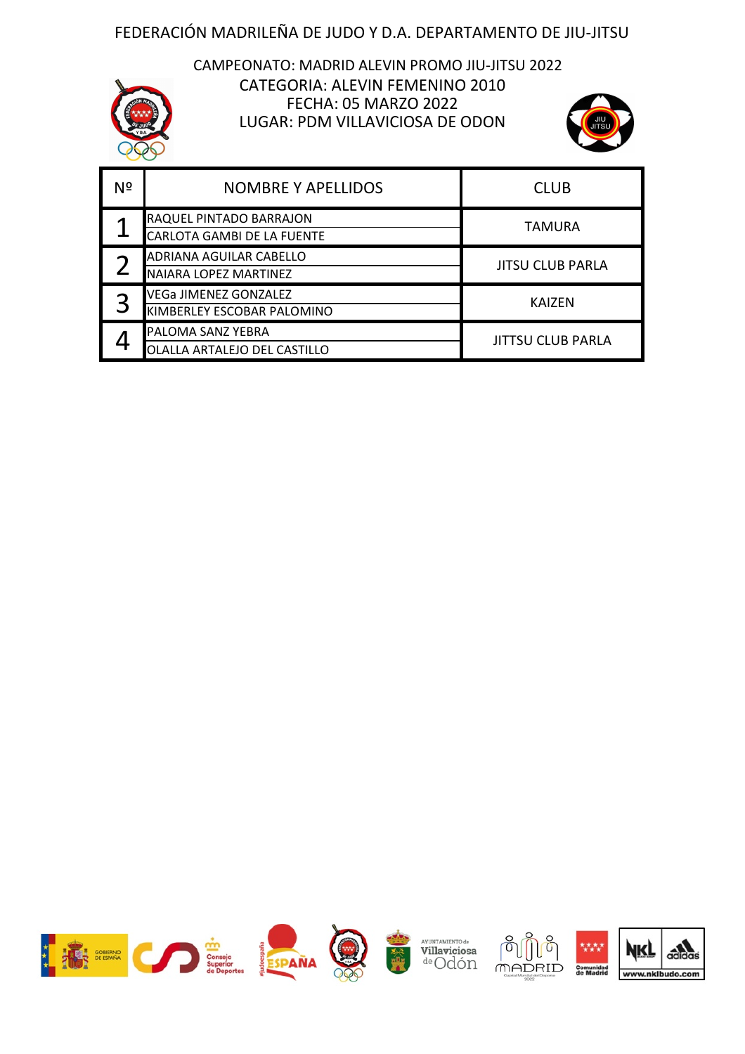FEDERACIÓN MADRILEÑA DE JUDO Y D.A. DEPARTAMENTO DE JIU-JITSU

CAMPEONATO: MADRID ALEVIN PROMO JIU-JITSU 2022
CATEGORIA: ALEVIN FEMENINO 2010
FECHA: 05 MARZO 2022
LUGAR: PDM VILLAVICIOSA DE ODON

| Nº | NOMBRE Y APELLIDOS | CLUB |
|---|---|---|
| 1 | RAQUEL PINTADO BARRAJON<br>CARLOTA GAMBI DE LA FUENTE | TAMURA |
| 2 | ADRIANA AGUILAR CABELLO<br>NAIARA LOPEZ MARTINEZ | JITSU CLUB PARLA |
| 3 | VEGa JIMENEZ GONZALEZ<br>KIMBERLEY ESCOBAR PALOMINO | KAIZEN |
| 4 | PALOMA SANZ YEBRA<br>OLALLA ARTALEJO DEL CASTILLO | JITTSU CLUB PARLA |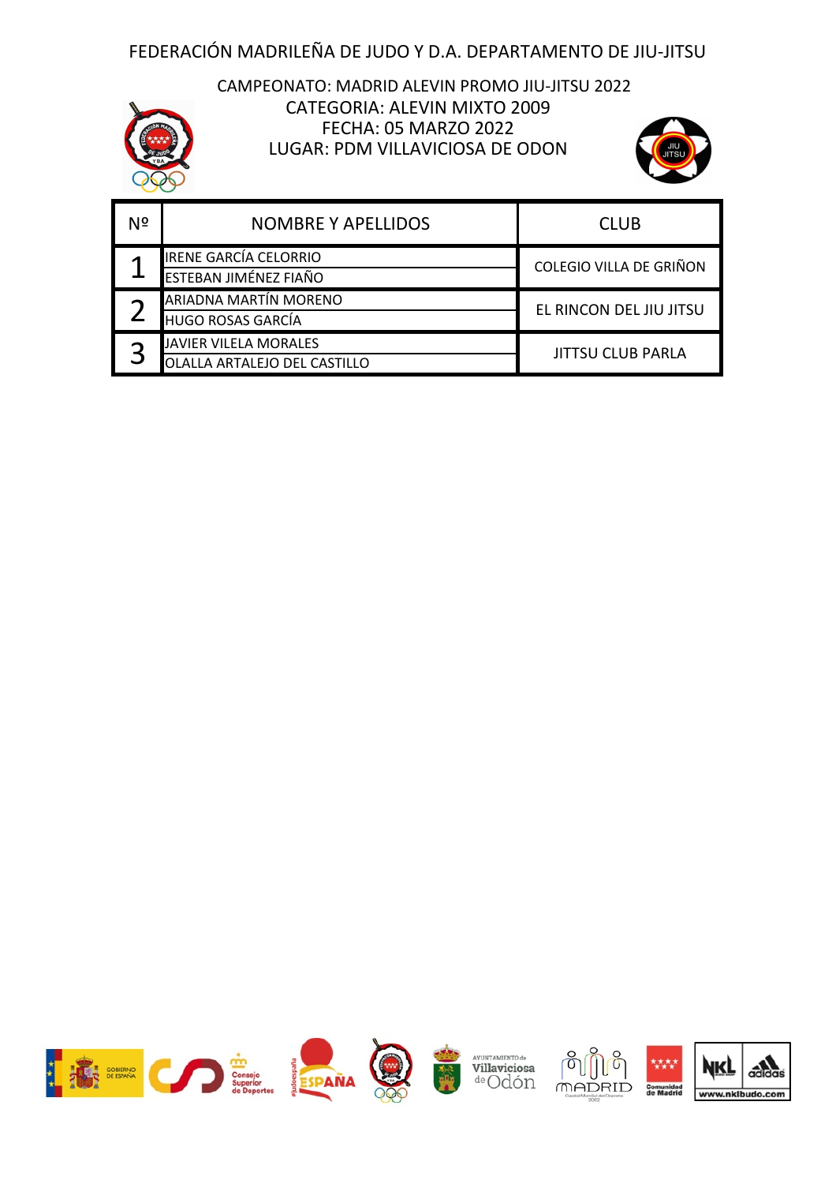FEDERACIÓN MADRILEÑA DE JUDO Y D.A. DEPARTAMENTO DE JIU-JITSU

CAMPEONATO: MADRID ALEVIN PROMO JIU-JITSU 2022
CATEGORIA: ALEVIN MIXTO 2009
FECHA: 05 MARZO 2022
LUGAR: PDM VILLAVICIOSA DE ODON

| Nº | NOMBRE Y APELLIDOS | CLUB |
|---|---|---|
| 1 | IRENE GARCÍA CELORRIO<br>ESTEBAN JIMÉNEZ FIAÑO | COLEGIO VILLA DE GRIÑON |
| 2 | ARIADNA MARTÍN MORENO<br>HUGO ROSAS GARCÍA | EL RINCON DEL JIU JITSU |
| 3 | JAVIER VILELA MORALES<br>OLALLA ARTALEJO DEL CASTILLO | JITTSU CLUB PARLA |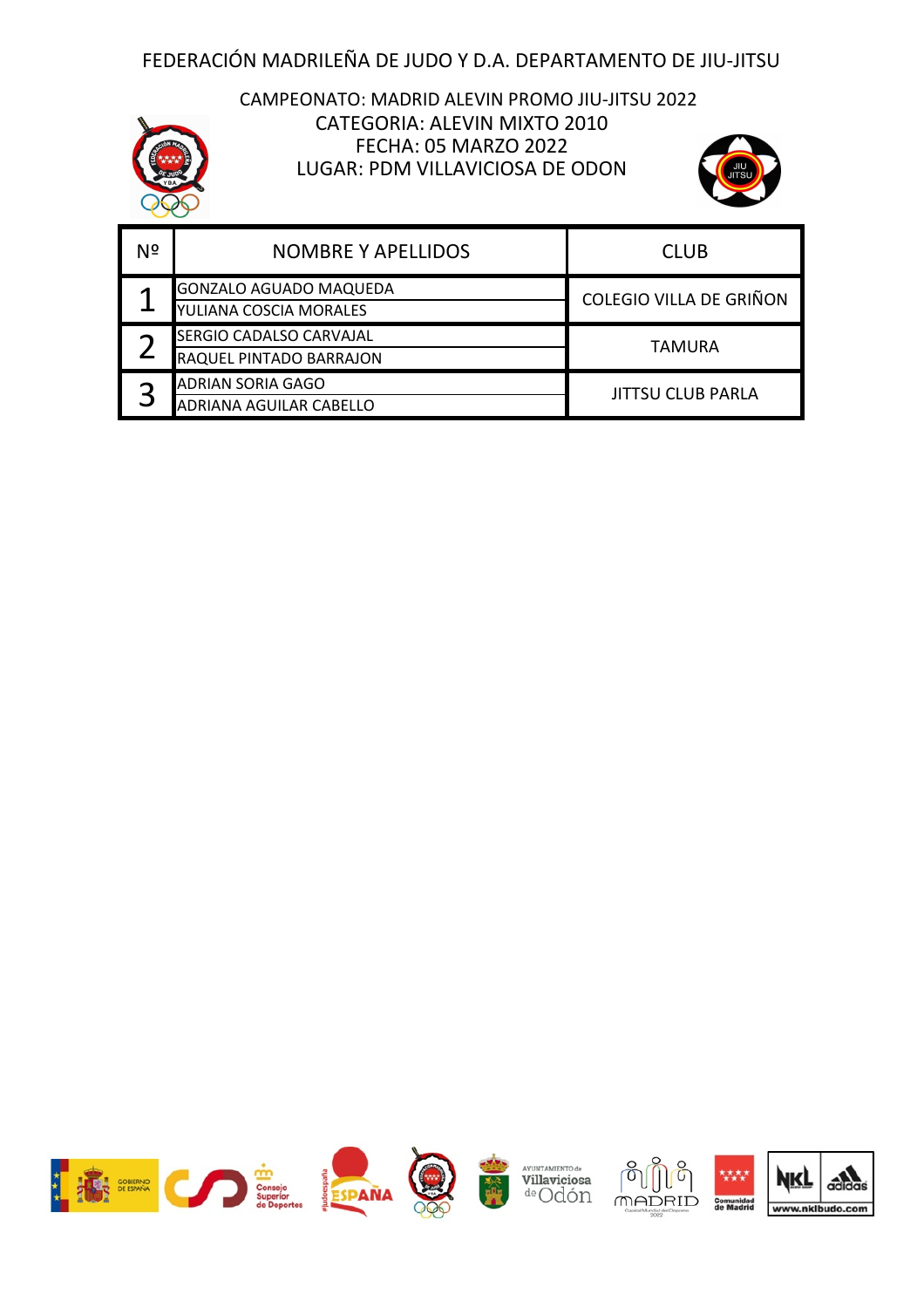# FEDERACIÓN MADRILEÑA DE JUDO Y D.A. DEPARTAMENTO DE JIU-JITSU

CAMPEONATO: MADRID ALEVIN PROMO JIU-JITSU 2022
CATEGORIA: ALEVIN MIXTO 2010
FECHA: 05 MARZO 2022
LUGAR: PDM VILLAVICIOSA DE ODON

| Nº | NOMBRE Y APELLIDOS | CLUB |
|---|---|---|
| 1 | GONZALO AGUADO MAQUEDA<br>YULIANA COSCIA MORALES | COLEGIO VILLA DE GRIÑON |
| 2 | SERGIO CADALSO CARVAJAL<br>RAQUEL PINTADO BARRAJON | TAMURA |
| 3 | ADRIAN SORIA GAGO<br>ADRIANA AGUILAR CABELLO | JITTSU CLUB PARLA |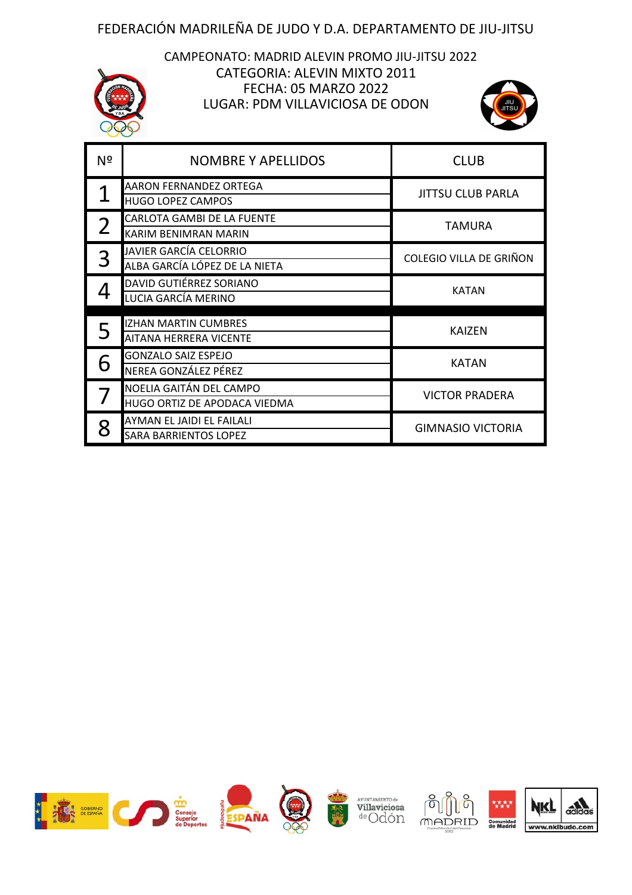FEDERACIÓN MADRILEÑA DE JUDO Y D.A. DEPARTAMENTO DE JIU-JITSU

CAMPEONATO: MADRID ALEVIN PROMO JIU-JITSU 2022
CATEGORIA: ALEVIN MIXTO 2011
FECHA: 05 MARZO 2022
LUGAR: PDM VILLAVICIOSA DE ODON

| Nº | NOMBRE Y APELLIDOS | CLUB |
| --- | --- | --- |
| 1 | AARON FERNANDEZ ORTEGA<br>HUGO LOPEZ CAMPOS | JITTSU CLUB PARLA |
| 2 | CARLOTA GAMBI DE LA FUENTE<br>KARIM BENIMRAN MARIN | TAMURA |
| 3 | JAVIER GARCÍA CELORRIO<br>ALBA GARCÍA LÓPEZ DE LA NIETA | COLEGIO VILLA DE GRIÑON |
| 4 | DAVID GUTIÉRREZ SORIANO<br>LUCIA GARCÍA MERINO | KATAN |
| 5 | IZHAN MARTIN CUMBRES<br>AITANA HERRERA VICENTE | KAIZEN |
| 6 | GONZALO SAIZ ESPEJO<br>NEREA GONZÁLEZ PÉREZ | KATAN |
| 7 | NOELIA GAITÁN DEL CAMPO<br>HUGO ORTIZ DE APODACA VIEDMA | VICTOR PRADERA |
| 8 | AYMAN EL JAIDI EL FAILALI<br>SARA BARRIENTOS LOPEZ | GIMNASIO VICTORIA |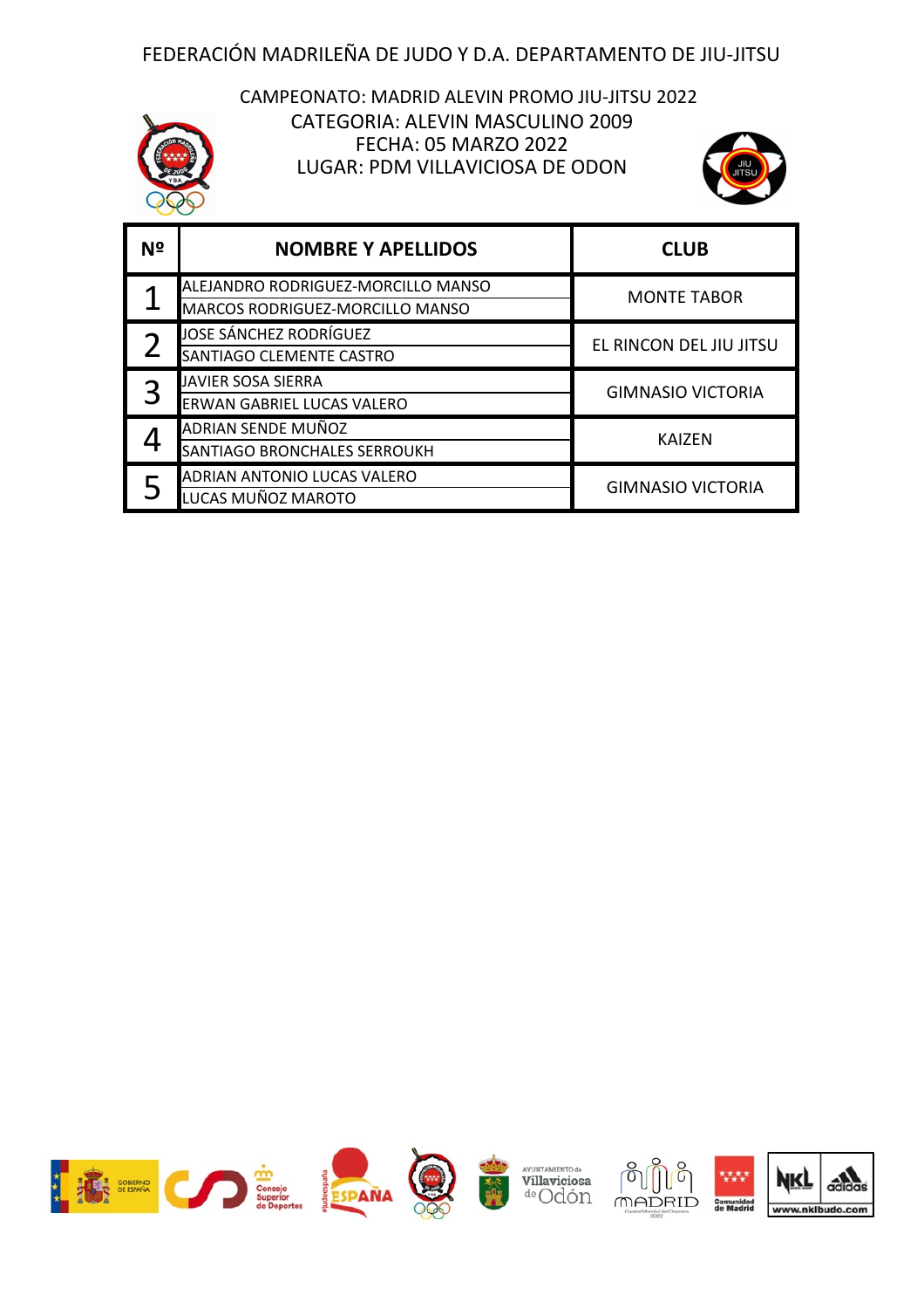FEDERACIÓN MADRILEÑA DE JUDO Y D.A. DEPARTAMENTO DE JIU-JITSU

CAMPEONATO: MADRID ALEVIN PROMO JIU-JITSU 2022
CATEGORIA: ALEVIN MASCULINO 2009
FECHA: 05 MARZO 2022
LUGAR: PDM VILLAVICIOSA DE ODON

| Nº | NOMBRE Y APELLIDOS | CLUB |
|---|---|---|
| 1 | ALEJANDRO RODRIGUEZ-MORCILLO MANSO<br>MARCOS RODRIGUEZ-MORCILLO MANSO | MONTE TABOR |
| 2 | JOSE SÁNCHEZ RODRÍGUEZ<br>SANTIAGO CLEMENTE CASTRO | EL RINCON DEL JIU JITSU |
| 3 | JAVIER SOSA SIERRA<br>ERWAN GABRIEL LUCAS VALERO | GIMNASIO VICTORIA |
| 4 | ADRIAN SENDE MUÑOZ<br>SANTIAGO BRONCHALES SERROUKH | KAIZEN |
| 5 | ADRIAN ANTONIO LUCAS VALERO<br>LUCAS MUÑOZ MAROTO | GIMNASIO VICTORIA |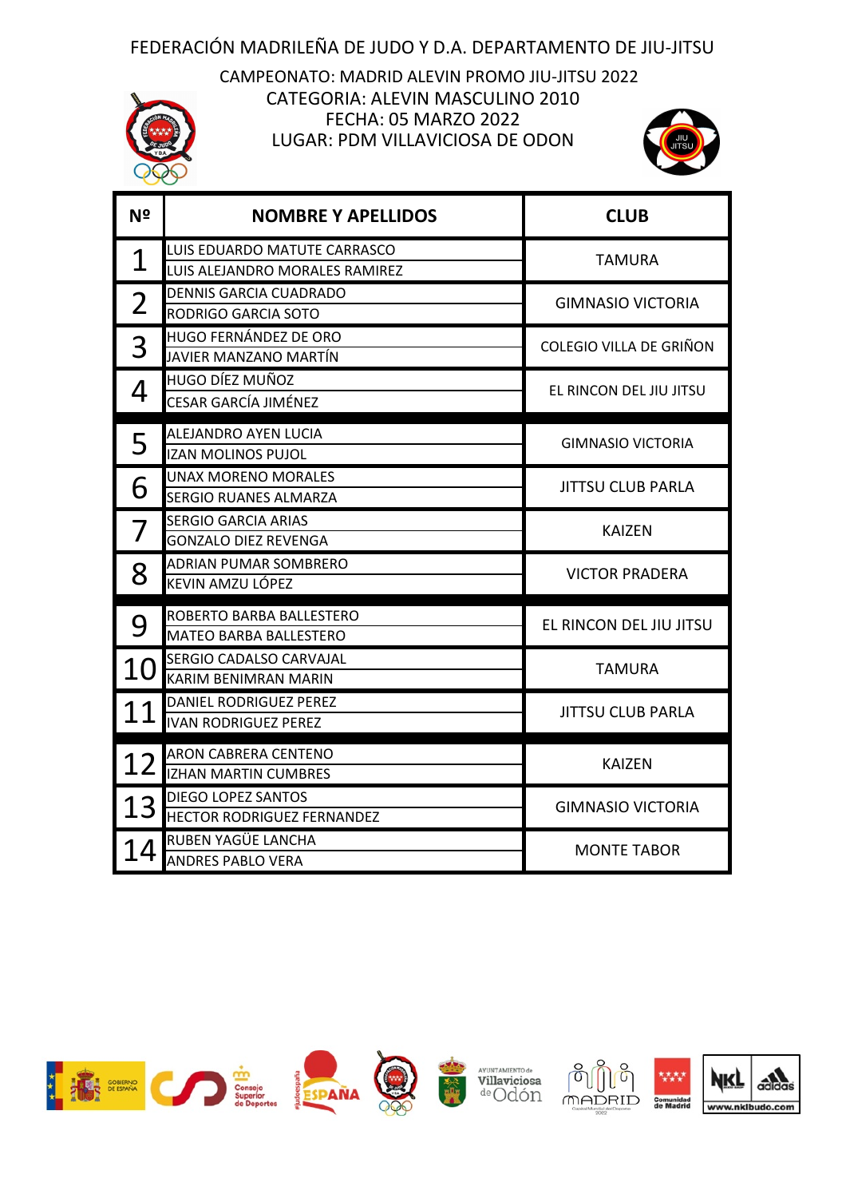FEDERACIÓN MADRILEÑA DE JUDO Y D.A. DEPARTAMENTO DE JIU-JITSU

CAMPEONATO: MADRID ALEVIN PROMO JIU-JITSU 2022
CATEGORIA: ALEVIN MASCULINO 2010
FECHA: 05 MARZO 2022
LUGAR: PDM VILLAVICIOSA DE ODON

| Nº | NOMBRE Y APELLIDOS | CLUB |
|---|---|---|
| 1 | LUIS EDUARDO MATUTE CARRASCO<br>LUIS ALEJANDRO MORALES RAMIREZ | TAMURA |
| 2 | DENNIS GARCIA CUADRADO<br>RODRIGO GARCIA SOTO | GIMNASIO VICTORIA |
| 3 | HUGO FERNÁNDEZ DE ORO<br>JAVIER MANZANO MARTÍN | COLEGIO VILLA DE GRIÑON |
| 4 | HUGO DÍEZ MUÑOZ<br>CESAR GARCÍA JIMÉNEZ | EL RINCON DEL JIU JITSU |
| 5 | ALEJANDRO AYEN LUCIA<br>IZAN MOLINOS PUJOL | GIMNASIO VICTORIA |
| 6 | UNAX MORENO MORALES<br>SERGIO RUANES ALMARZA | JITTSU CLUB PARLA |
| 7 | SERGIO GARCIA ARIAS<br>GONZALO DIEZ REVENGA | KAIZEN |
| 8 | ADRIAN PUMAR SOMBRERO<br>KEVIN AMZU LÓPEZ | VICTOR PRADERA |
| 9 | ROBERTO BARBA BALLESTERO<br>MATEO BARBA BALLESTERO | EL RINCON DEL JIU JITSU |
| 10 | SERGIO CADALSO CARVAJAL<br>KARIM BENIMRAN MARIN | TAMURA |
| 11 | DANIEL RODRIGUEZ PEREZ<br>IVAN RODRIGUEZ PEREZ | JITTSU CLUB PARLA |
| 12 | ARON CABRERA CENTENO<br>IZHAN MARTIN CUMBRES | KAIZEN |
| 13 | DIEGO LOPEZ SANTOS<br>HECTOR RODRIGUEZ FERNANDEZ | GIMNASIO VICTORIA |
| 14 | RUBEN YAGÜE LANCHA<br>ANDRES PABLO VERA | MONTE TABOR |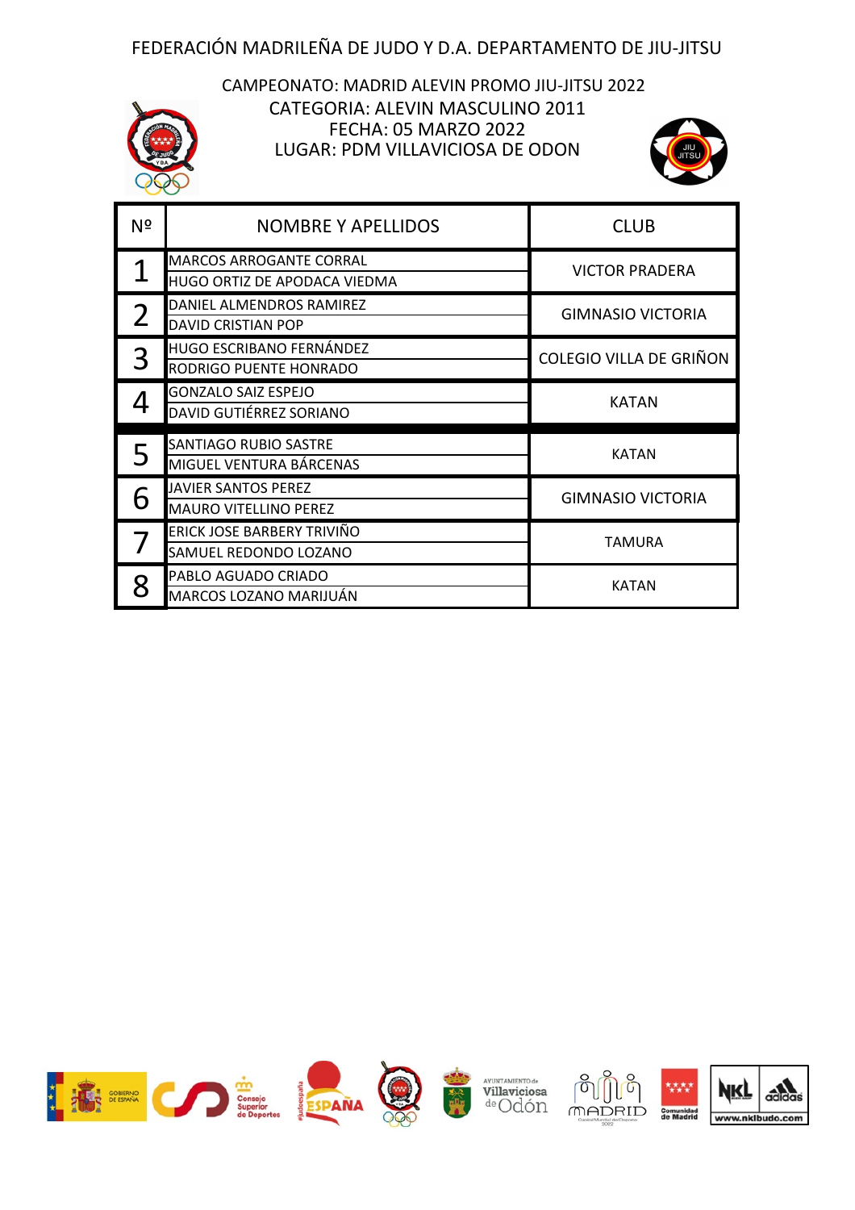FEDERACIÓN MADRILEÑA DE JUDO Y D.A. DEPARTAMENTO DE JIU-JITSU

CAMPEONATO: MADRID ALEVIN PROMO JIU-JITSU 2022
CATEGORIA: ALEVIN MASCULINO 2011
FECHA: 05 MARZO 2022
LUGAR: PDM VILLAVICIOSA DE ODON

| Nº | NOMBRE Y APELLIDOS | CLUB |
|---|---|---|
| 1 | MARCOS ARROGANTE CORRAL<br>HUGO ORTIZ DE APODACA VIEDMA | VICTOR PRADERA |
| 2 | DANIEL ALMENDROS RAMIREZ<br>DAVID CRISTIAN POP | GIMNASIO VICTORIA |
| 3 | HUGO ESCRIBANO FERNÁNDEZ<br>RODRIGO PUENTE HONRADO | COLEGIO VILLA DE GRIÑON |
| 4 | GONZALO SAIZ ESPEJO<br>DAVID GUTIÉRREZ SORIANO | KATAN |
| 5 | SANTIAGO RUBIO SASTRE<br>MIGUEL VENTURA BÁRCENAS | KATAN |
| 6 | JAVIER SANTOS PEREZ<br>MAURO VITELLINO PEREZ | GIMNASIO VICTORIA |
| 7 | ERICK JOSE BARBERY TRIVIÑO<br>SAMUEL REDONDO LOZANO | TAMURA |
| 8 | PABLO AGUADO CRIADO<br>MARCOS LOZANO MARIJUÁN | KATAN |